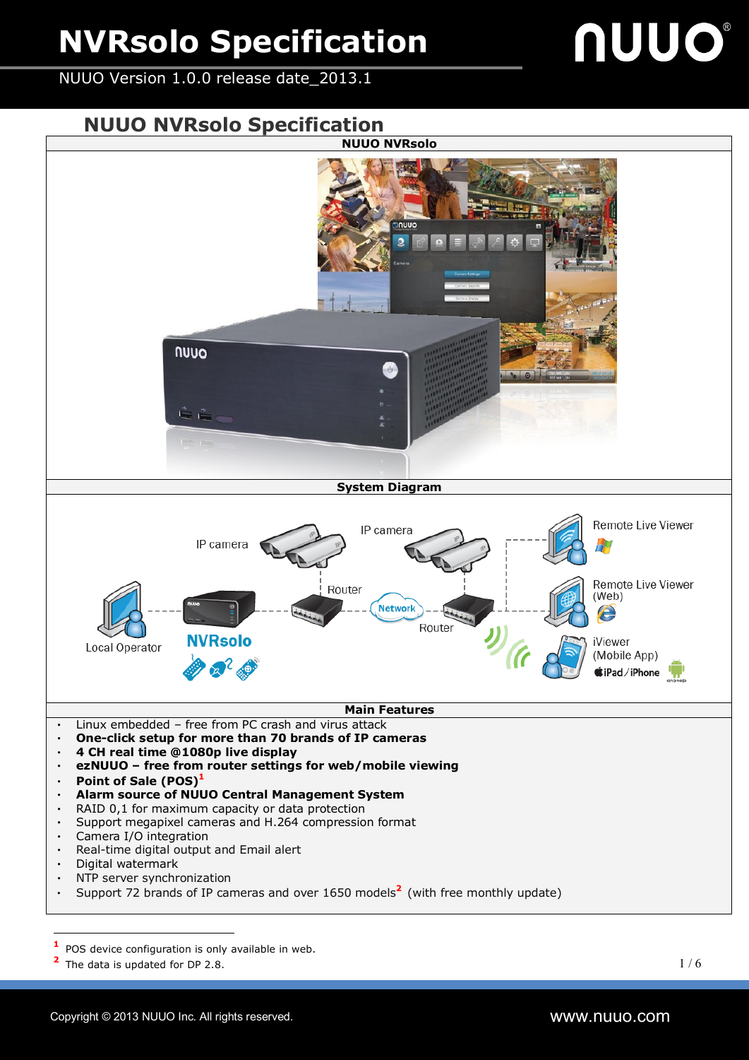# NVRsolo Specification

NUUO Version 1.0.0 release date_2013.1

## NUUO NVRsolo Specification

### NUUO NVRsolo

### System Diagram

IP camera

IP camera

Router

Network

Router

Remote Live Viewer

Remote Live Viewer (Web)

iViewer (Mobile App)

iPad / iPhone

Local Operator

NVRsolo

### Main Features

- Linux embedded – free from PC crash and virus attack
- **One-click setup for more than 70 brands of IP cameras**
- **4 CH real time @1080p live display**
- **ezNUUO – free from router settings for web/mobile viewing**
- **Point of Sale (POS)**[1]
- **Alarm source of NUUO Central Management System**
- RAID 0,1 for maximum capacity or data protection
- Support megapixel cameras and H.264 compression format
- Camera I/O integration
- Real-time digital output and Email alert
- Digital watermark
- NTP server synchronization
- Support 72 brands of IP cameras and over 1650 models[2] (with free monthly update)

---

[1] POS device configuration is only available in web.

[2] The data is updated for DP 2.8.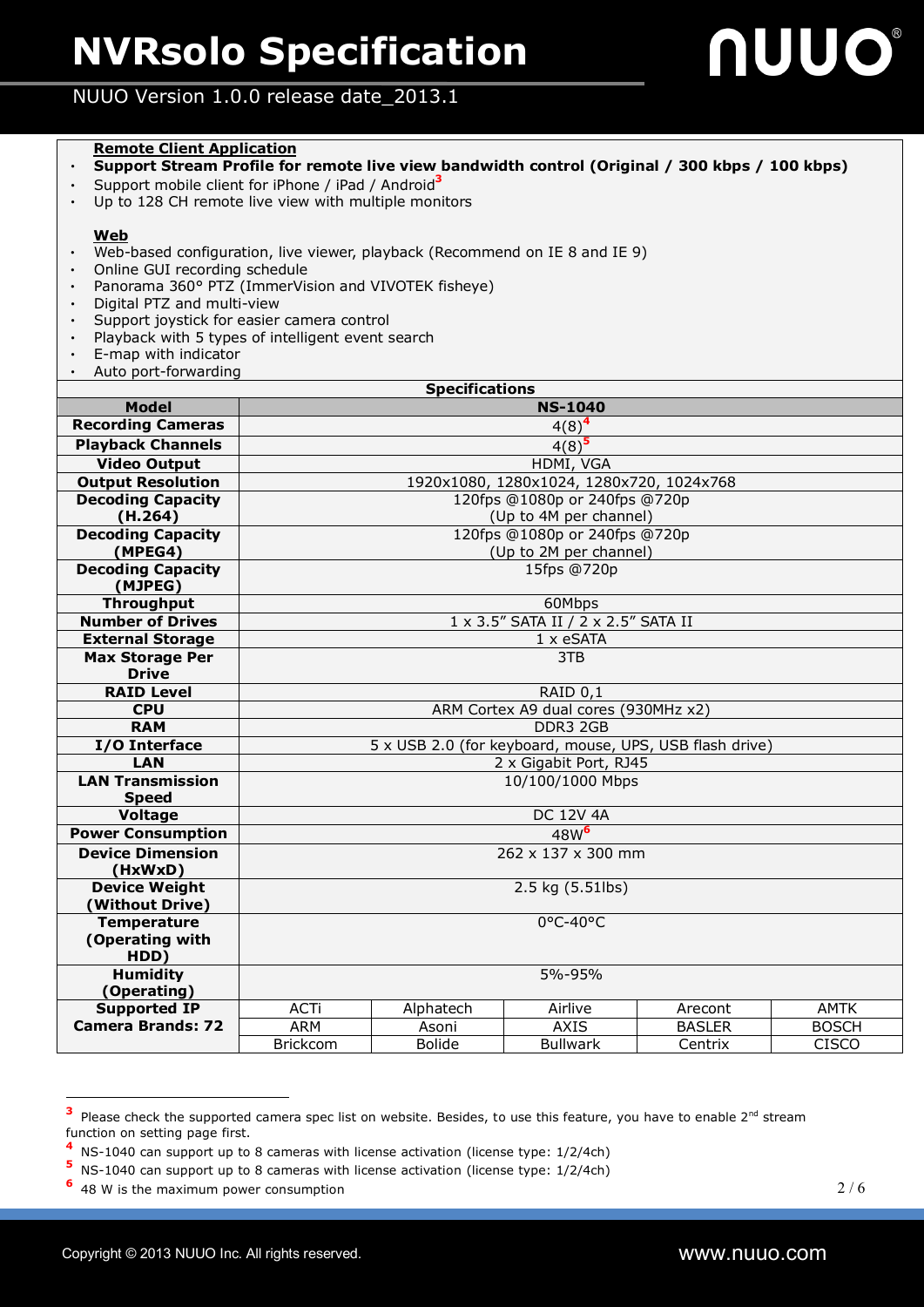**Remote Client Application**

- **Support Stream Profile for remote live view bandwidth control (Original / 300 kbps / 100 kbps)**
- Support mobile client for iPhone / iPad / Android[3]
- Up to 128 CH remote live view with multiple monitors

**Web**

- Web-based configuration, live viewer, playback (Recommend on IE 8 and IE 9)
- Online GUI recording schedule
- Panorama 360° PTZ (ImmerVision and VIVOTEK fisheye)
- Digital PTZ and multi-view
- Support joystick for easier camera control
- Playback with 5 types of intelligent event search
- E-map with indicator
- Auto port-forwarding

**Specifications**

| Model | NS-1040 | | | | |
|---|---|---|---|---|---|
| Recording Cameras | 4(8)[4] | | | | |
| Playback Channels | 4(8)[5] | | | | |
| Video Output | HDMI, VGA | | | | |
| Output Resolution | 1920x1080, 1280x1024, 1280x720, 1024x768 | | | | |
| Decoding Capacity (H.264) | 120fps @1080p or 240fps @720p (Up to 4M per channel) | | | | |
| Decoding Capacity (MPEG4) | 120fps @1080p or 240fps @720p (Up to 2M per channel) | | | | |
| Decoding Capacity (MJPEG) | 15fps @720p | | | | |
| Throughput | 60Mbps | | | | |
| Number of Drives | 1 x 3.5" SATA II / 2 x 2.5" SATA II | | | | |
| External Storage | 1 x eSATA | | | | |
| Max Storage Per Drive | 3TB | | | | |
| RAID Level | RAID 0,1 | | | | |
| CPU | ARM Cortex A9 dual cores (930MHz x2) | | | | |
| RAM | DDR3 2GB | | | | |
| I/O Interface | 5 x USB 2.0 (for keyboard, mouse, UPS, USB flash drive) | | | | |
| LAN | 2 x Gigabit Port, RJ45 | | | | |
| LAN Transmission Speed | 10/100/1000 Mbps | | | | |
| Voltage | DC 12V 4A | | | | |
| Power Consumption | 48W[6] | | | | |
| Device Dimension (HxWxD) | 262 x 137 x 300 mm | | | | |
| Device Weight (Without Drive) | 2.5 kg (5.51lbs) | | | | |
| Temperature (Operating with HDD) | 0°C-40°C | | | | |
| Humidity (Operating) | 5%-95% | | | | |
| Supported IP Camera Brands: 72 | ACTi | Alphatech | Airlive | Arecont | AMTK |
| | ARM | Asoni | AXIS | BASLER | BOSCH |
| | Brickcom | Bolide | Bullwark | Centrix | CISCO |

[3] Please check the supported camera spec list on website. Besides, to use this feature, you have to enable 2nd stream function on setting page first.

[4] NS-1040 can support up to 8 cameras with license activation (license type: 1/2/4ch)

[5] NS-1040 can support up to 8 cameras with license activation (license type: 1/2/4ch)

[6] 48 W is the maximum power consumption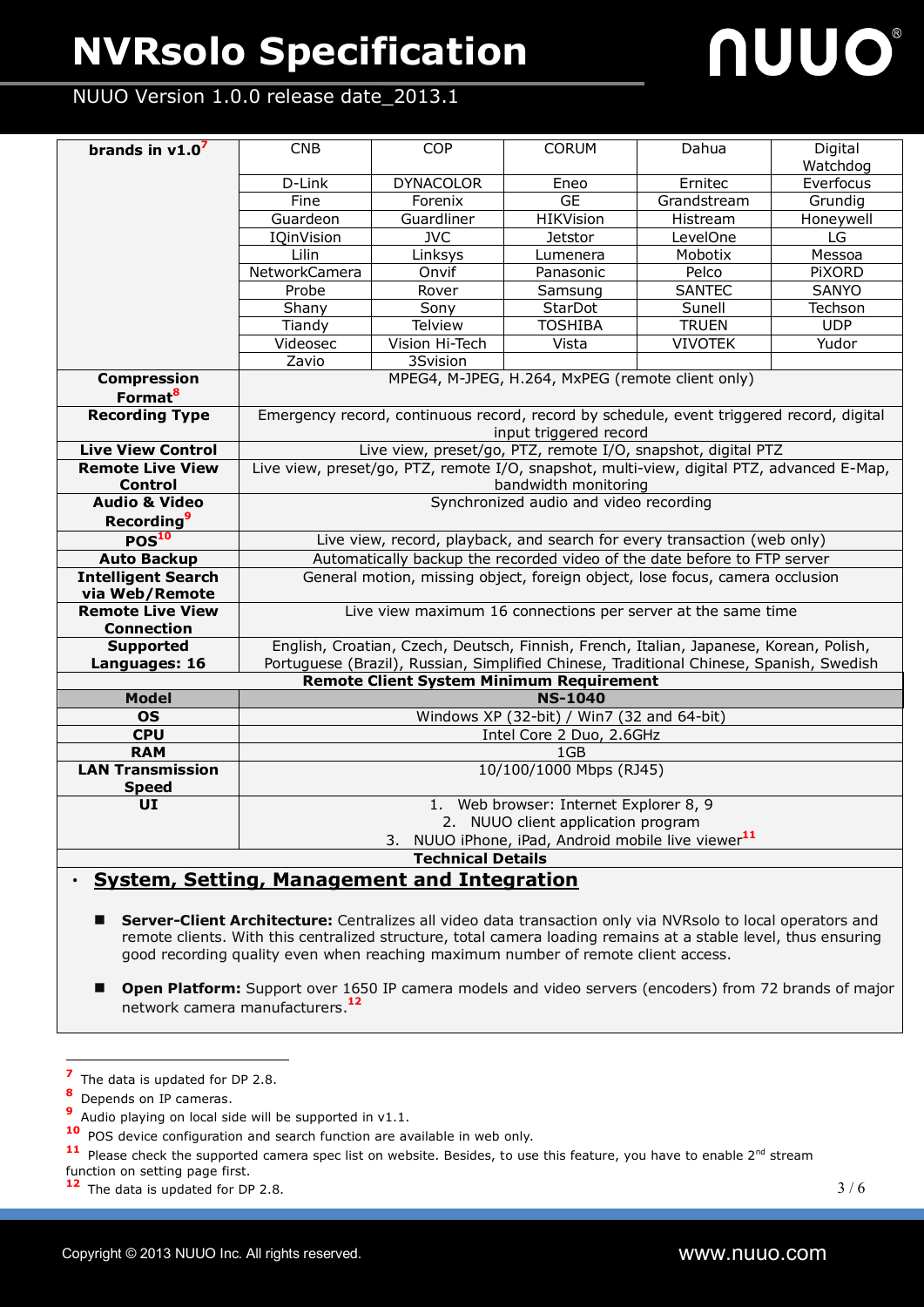| brands in v1.0[7] | CNB | COP | CORUM | Dahua | Digital Watchdog |
|---|---|---|---|---|---|
| | D-Link | DYNACOLOR | Eneo | Ernitec | Everfocus |
| | Fine | Forenix | GE | Grandstream | Grundig |
| | Guardeon | Guardliner | HIKVision | Histream | Honeywell |
| | IQinVision | JVC | Jetstor | LevelOne | LG |
| | Lilin | Linksys | Lumenera | Mobotix | Messoa |
| | NetworkCamera | Onvif | Panasonic | Pelco | PiXORD |
| | Probe | Rover | Samsung | SANTEC | SANYO |
| | Shany | Sony | StarDot | Sunell | Techson |
| | Tiandy | Telview | TOSHIBA | TRUEN | UDP |
| | Videosec | Vision Hi-Tech | Vista | VIVOTEK | Yudor |
| | Zavio | 3Svision | | | |
| **Compression Format[8]** | MPEG4, M-JPEG, H.264, MxPEG (remote client only) | | | | |
| **Recording Type** | Emergency record, continuous record, record by schedule, event triggered record, digital input triggered record | | | | |
| **Live View Control** | Live view, preset/go, PTZ, remote I/O, snapshot, digital PTZ | | | | |
| **Remote Live View Control** | Live view, preset/go, PTZ, remote I/O, snapshot, multi-view, digital PTZ, advanced E-Map, bandwidth monitoring | | | | |
| **Audio & Video Recording[9]** | Synchronized audio and video recording | | | | |
| **POS[10]** | Live view, record, playback, and search for every transaction (web only) | | | | |
| **Auto Backup** | Automatically backup the recorded video of the date before to FTP server | | | | |
| **Intelligent Search via Web/Remote** | General motion, missing object, foreign object, lose focus, camera occlusion | | | | |
| **Remote Live View Connection** | Live view maximum 16 connections per server at the same time | | | | |
| **Supported Languages: 16** | English, Croatian, Czech, Deutsch, Finnish, French, Italian, Japanese, Korean, Polish, Portuguese (Brazil), Russian, Simplified Chinese, Traditional Chinese, Spanish, Swedish | | | | |

**Remote Client System Minimum Requirement**

| Model | NS-1040 |
|---|---|
| **OS** | Windows XP (32-bit) / Win7 (32 and 64-bit) |
| **CPU** | Intel Core 2 Duo, 2.6GHz |
| **RAM** | 1GB |
| **LAN Transmission Speed** | 10/100/1000 Mbps (RJ45) |
| **UI** | 1. Web browser: Internet Explorer 8, 9<br>2. NUUO client application program<br>3. NUUO iPhone, iPad, Android mobile live viewer[11] |

**Technical Details**

- **System, Setting, Management and Integration**

  - **Server-Client Architecture:** Centralizes all video data transaction only via NVRsolo to local operators and remote clients. With this centralized structure, total camera loading remains at a stable level, thus ensuring good recording quality even when reaching maximum number of remote client access.

  - **Open Platform:** Support over 1650 IP camera models and video servers (encoders) from 72 brands of major network camera manufacturers.[12]

---

[7] The data is updated for DP 2.8.

[8] Depends on IP cameras.

[9] Audio playing on local side will be supported in v1.1.

[10] POS device configuration and search function are available in web only.

[11] Please check the supported camera spec list on website. Besides, to use this feature, you have to enable 2nd stream function on setting page first.

[12] The data is updated for DP 2.8.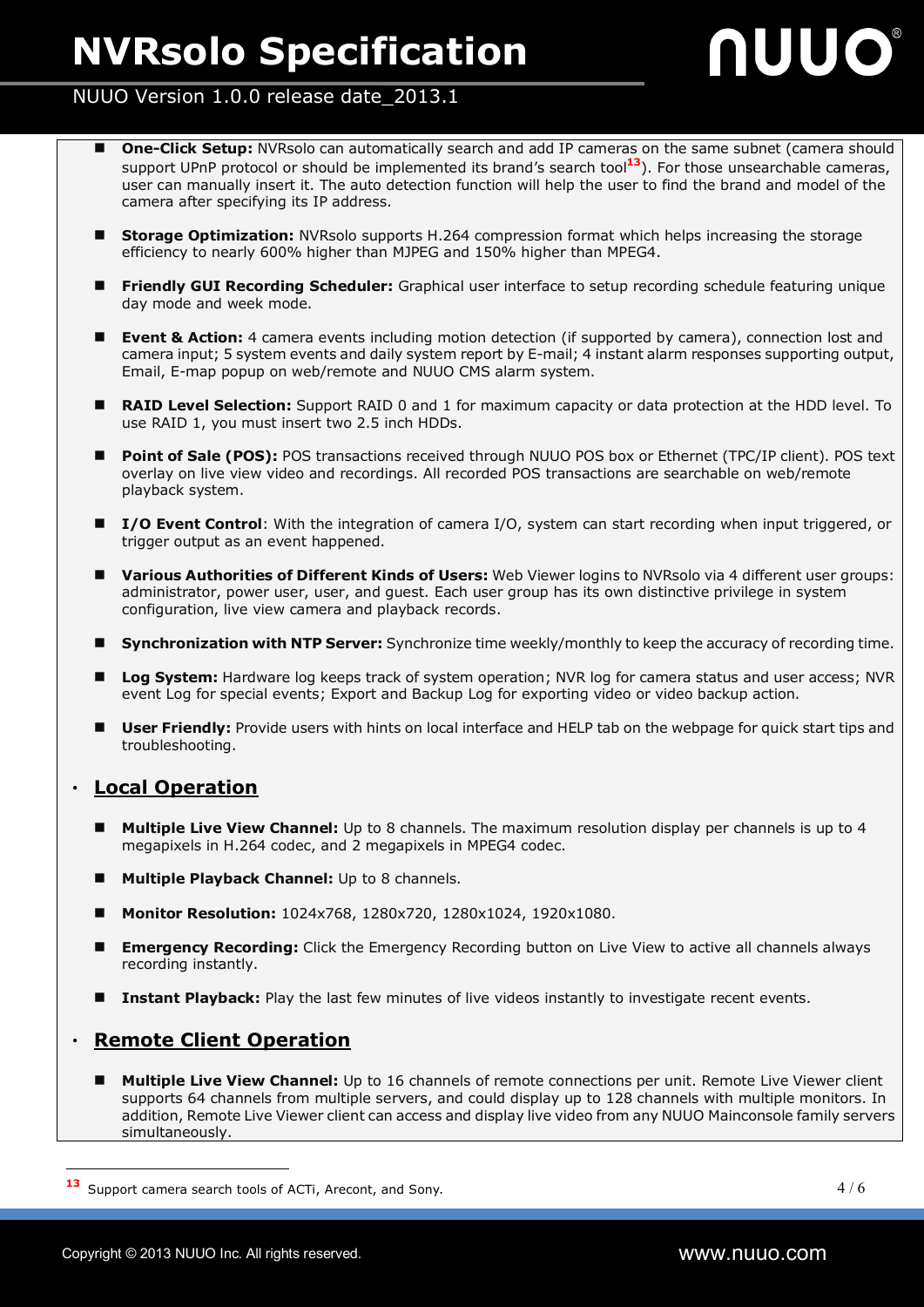- **One-Click Setup:** NVRsolo can automatically search and add IP cameras on the same subnet (camera should support UPnP protocol or should be implemented its brand's search tool[13]). For those unsearchable cameras, user can manually insert it. The auto detection function will help the user to find the brand and model of the camera after specifying its IP address.

- **Storage Optimization:** NVRsolo supports H.264 compression format which helps increasing the storage efficiency to nearly 600% higher than MJPEG and 150% higher than MPEG4.

- **Friendly GUI Recording Scheduler:** Graphical user interface to setup recording schedule featuring unique day mode and week mode.

- **Event & Action:** 4 camera events including motion detection (if supported by camera), connection lost and camera input; 5 system events and daily system report by E-mail; 4 instant alarm responses supporting output, Email, E-map popup on web/remote and NUUO CMS alarm system.

- **RAID Level Selection:** Support RAID 0 and 1 for maximum capacity or data protection at the HDD level. To use RAID 1, you must insert two 2.5 inch HDDs.

- **Point of Sale (POS):** POS transactions received through NUUO POS box or Ethernet (TPC/IP client). POS text overlay on live view video and recordings. All recorded POS transactions are searchable on web/remote playback system.

- **I/O Event Control**: With the integration of camera I/O, system can start recording when input triggered, or trigger output as an event happened.

- **Various Authorities of Different Kinds of Users:** Web Viewer logins to NVRsolo via 4 different user groups: administrator, power user, user, and guest. Each user group has its own distinctive privilege in system configuration, live view camera and playback records.

- **Synchronization with NTP Server:** Synchronize time weekly/monthly to keep the accuracy of recording time.

- **Log System:** Hardware log keeps track of system operation; NVR log for camera status and user access; NVR event Log for special events; Export and Backup Log for exporting video or video backup action.

- **User Friendly:** Provide users with hints on local interface and HELP tab on the webpage for quick start tips and troubleshooting.

## Local Operation

- **Multiple Live View Channel:** Up to 8 channels. The maximum resolution display per channels is up to 4 megapixels in H.264 codec, and 2 megapixels in MPEG4 codec.

- **Multiple Playback Channel:** Up to 8 channels.

- **Monitor Resolution:** 1024x768, 1280x720, 1280x1024, 1920x1080.

- **Emergency Recording:** Click the Emergency Recording button on Live View to active all channels always recording instantly.

- **Instant Playback:** Play the last few minutes of live videos instantly to investigate recent events.

## Remote Client Operation

- **Multiple Live View Channel:** Up to 16 channels of remote connections per unit. Remote Live Viewer client supports 64 channels from multiple servers, and could display up to 128 channels with multiple monitors. In addition, Remote Live Viewer client can access and display live video from any NUUO Mainconsole family servers simultaneously.

---

[13] Support camera search tools of ACTi, Arecont, and Sony.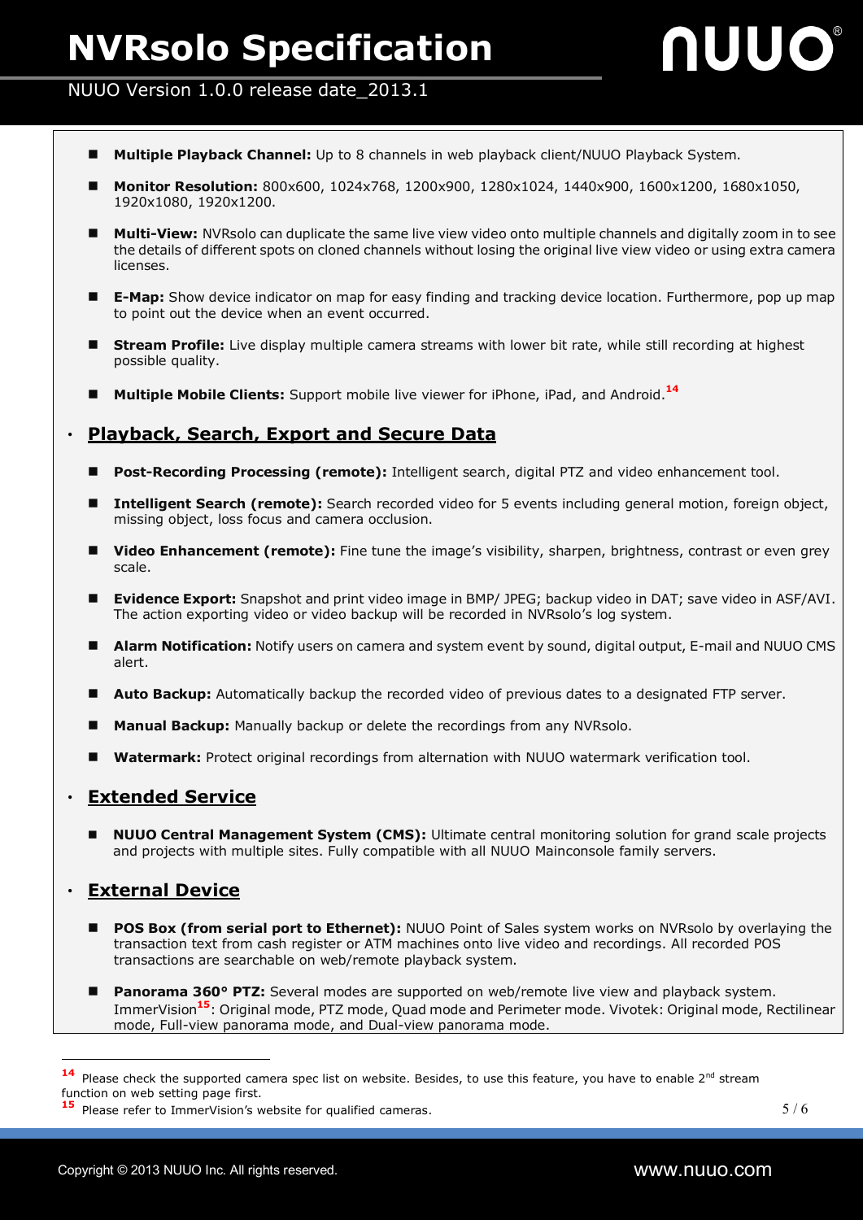- **Multiple Playback Channel:** Up to 8 channels in web playback client/NUUO Playback System.
- **Monitor Resolution:** 800x600, 1024x768, 1200x900, 1280x1024, 1440x900, 1600x1200, 1680x1050, 1920x1080, 1920x1200.
- **Multi-View:** NVRsolo can duplicate the same live view video onto multiple channels and digitally zoom in to see the details of different spots on cloned channels without losing the original live view video or using extra camera licenses.
- **E-Map:** Show device indicator on map for easy finding and tracking device location. Furthermore, pop up map to point out the device when an event occurred.
- **Stream Profile:** Live display multiple camera streams with lower bit rate, while still recording at highest possible quality.
- **Multiple Mobile Clients:** Support mobile live viewer for iPhone, iPad, and Android.[14]

## Playback, Search, Export and Secure Data

- **Post-Recording Processing (remote):** Intelligent search, digital PTZ and video enhancement tool.
- **Intelligent Search (remote):** Search recorded video for 5 events including general motion, foreign object, missing object, loss focus and camera occlusion.
- **Video Enhancement (remote):** Fine tune the image's visibility, sharpen, brightness, contrast or even grey scale.
- **Evidence Export:** Snapshot and print video image in BMP/ JPEG; backup video in DAT; save video in ASF/AVI. The action exporting video or video backup will be recorded in NVRsolo's log system.
- **Alarm Notification:** Notify users on camera and system event by sound, digital output, E-mail and NUUO CMS alert.
- **Auto Backup:** Automatically backup the recorded video of previous dates to a designated FTP server.
- **Manual Backup:** Manually backup or delete the recordings from any NVRsolo.
- **Watermark:** Protect original recordings from alternation with NUUO watermark verification tool.

## Extended Service

- **NUUO Central Management System (CMS):** Ultimate central monitoring solution for grand scale projects and projects with multiple sites. Fully compatible with all NUUO Mainconsole family servers.

## External Device

- **POS Box (from serial port to Ethernet):** NUUO Point of Sales system works on NVRsolo by overlaying the transaction text from cash register or ATM machines onto live video and recordings. All recorded POS transactions are searchable on web/remote playback system.
- **Panorama 360° PTZ:** Several modes are supported on web/remote live view and playback system. ImmerVision[15]: Original mode, PTZ mode, Quad mode and Perimeter mode. Vivotek: Original mode, Rectilinear mode, Full-view panorama mode, and Dual-view panorama mode.

---

[14] Please check the supported camera spec list on website. Besides, to use this feature, you have to enable 2nd stream function on web setting page first.

[15] Please refer to ImmerVision's website for qualified cameras.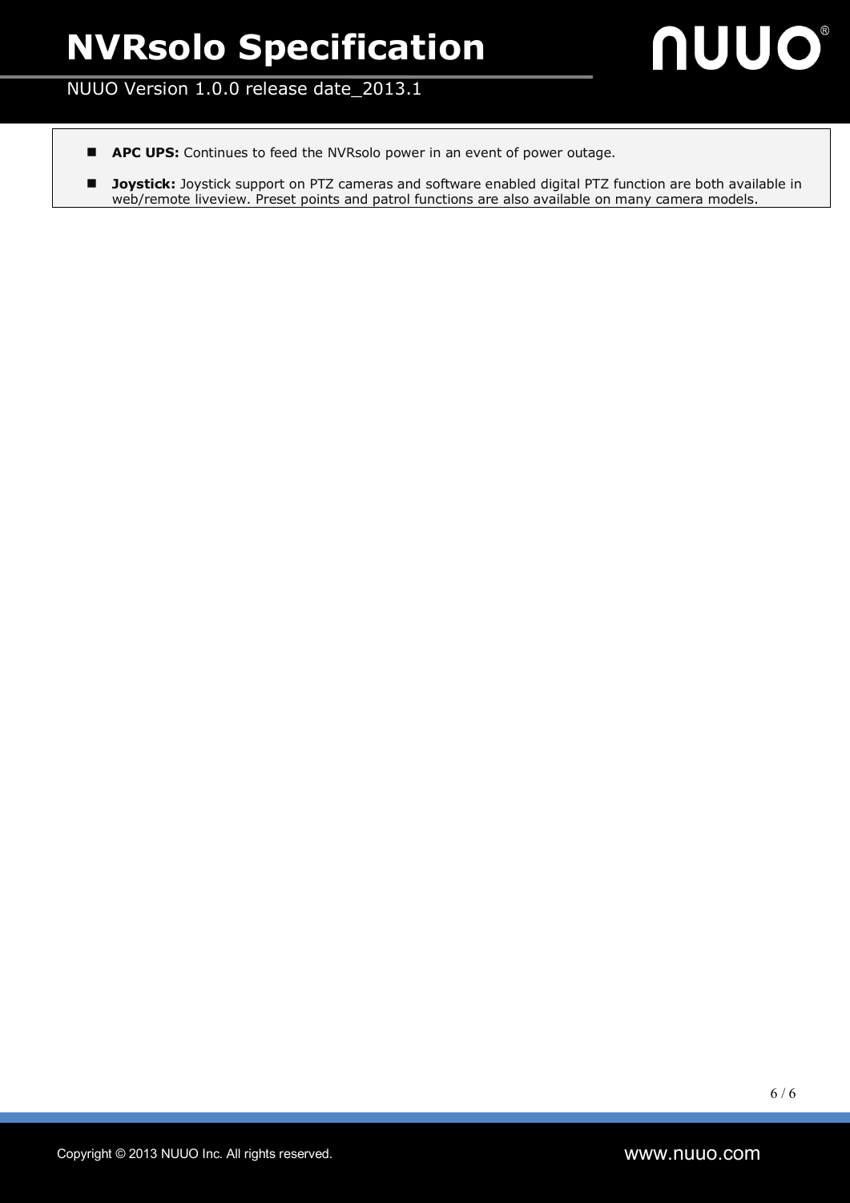- **APC UPS:** Continues to feed the NVRsolo power in an event of power outage.
- **Joystick:** Joystick support on PTZ cameras and software enabled digital PTZ function are both available in web/remote liveview. Preset points and patrol functions are also available on many camera models.